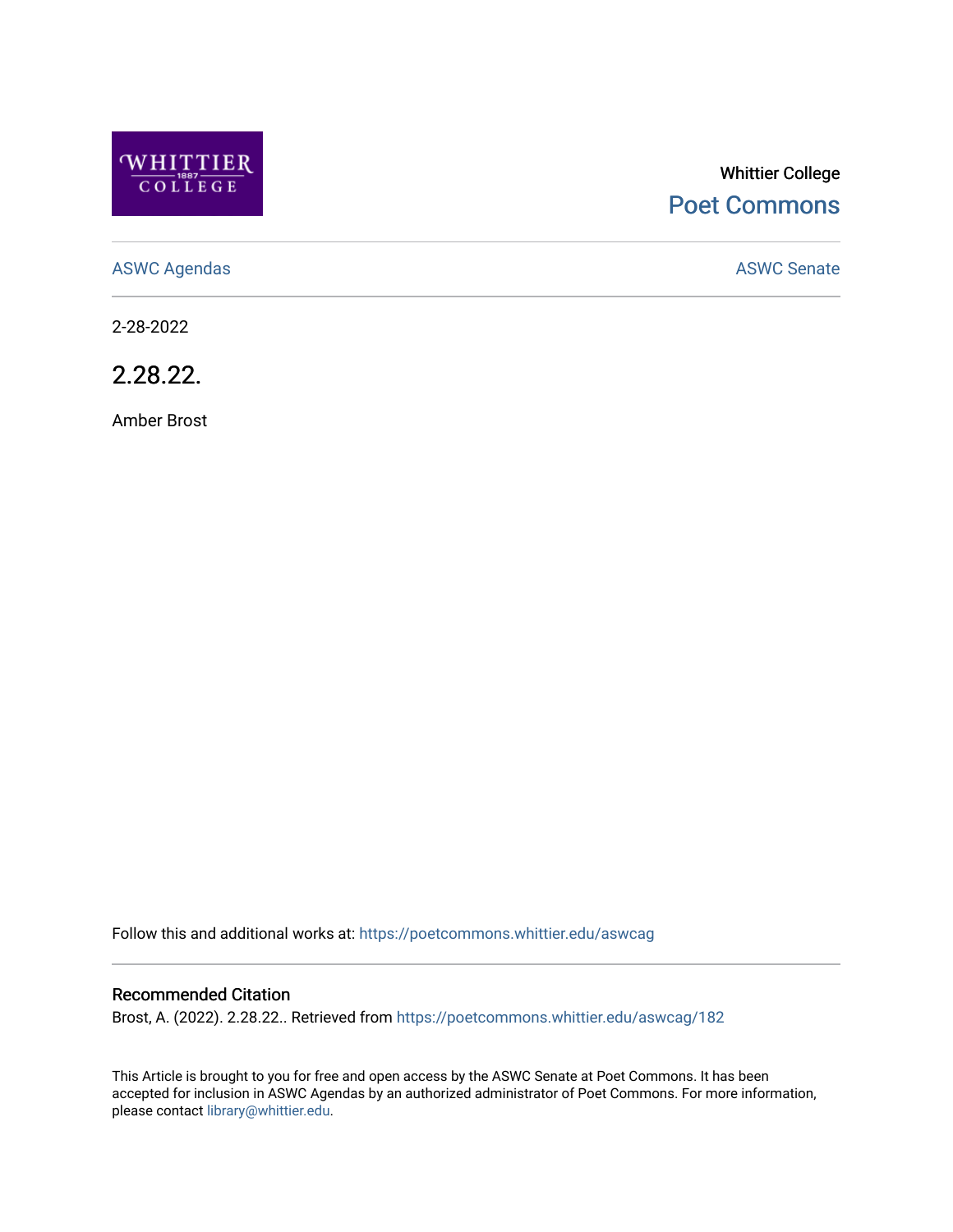Whittier College

Poet Commons

ASWC Agendas

ASWC Senate

2-28-2022

# 2.28.22.

Amber Brost

Follow this and additional works at: https://poetcommons.whittier.edu/aswcag

## Recommended Citation

Brost, A. (2022). 2.28.22.. Retrieved from https://poetcommons.whittier.edu/aswcag/182

This Article is brought to you for free and open access by the ASWC Senate at Poet Commons. It has been accepted for inclusion in ASWC Agendas by an authorized administrator of Poet Commons. For more information, please contact library@whittier.edu.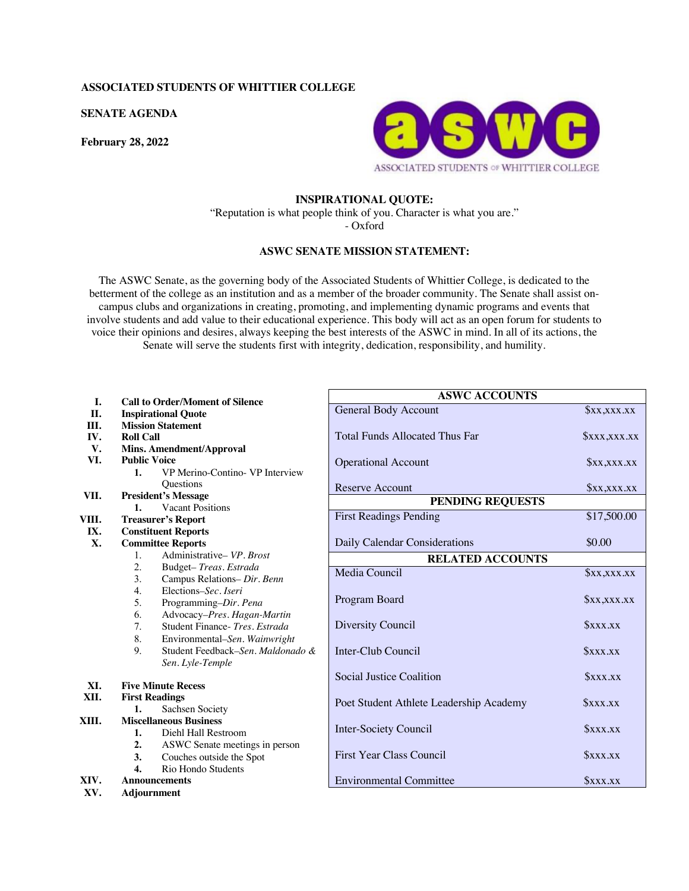**ASSOCIATED STUDENTS OF WHITTIER COLLEGE**

**SENATE AGENDA**

**February 28, 2022**

**INSPIRATIONAL QUOTE:**

"Reputation is what people think of you. Character is what you are."
- Oxford

**ASWC SENATE MISSION STATEMENT:**

The ASWC Senate, as the governing body of the Associated Students of Whittier College, is dedicated to the betterment of the college as an institution and as a member of the broader community. The Senate shall assist on-campus clubs and organizations in creating, promoting, and implementing dynamic programs and events that involve students and add value to their educational experience. This body will act as an open forum for students to voice their opinions and desires, always keeping the best interests of the ASWC in mind. In all of its actions, the Senate will serve the students first with integrity, dedication, responsibility, and humility.

- **I. Call to Order/Moment of Silence**
- **II. Inspirational Quote**
- **III. Mission Statement**
- **IV. Roll Call**
- **V. Mins. Amendment/Approval**
- **VI. Public Voice**
  1. VP Merino-Contino- VP Interview Questions
- **VII. President's Message**
  1. Vacant Positions
- **VIII. Treasurer's Report**
- **IX. Constituent Reports**
- **X. Committee Reports**
  1. Administrative– *VP. Brost*
  2. Budget– *Treas. Estrada*
  3. Campus Relations– *Dir. Benn*
  4. Elections–*Sec. Iseri*
  5. Programming–*Dir. Pena*
  6. Advocacy–*Pres. Hagan-Martin*
  7. Student Finance- *Tres. Estrada*
  8. Environmental–*Sen. Wainwright*
  9. Student Feedback–*Sen. Maldonado & Sen. Lyle-Temple*
- **XI. Five Minute Recess**
- **XII. First Readings**
  1. Sachsen Society
- **XIII. Miscellaneous Business**
  1. Diehl Hall Restroom
  2. ASWC Senate meetings in person
  3. Couches outside the Spot
  4. Rio Hondo Students
- **XIV. Announcements**
- **XV. Adjournment**

| ASWC ACCOUNTS | |
|---|---|
| General Body Account | $xx,xxx.xx |
| Total Funds Allocated Thus Far | $xxx,xxx.xx |
| Operational Account | $xx,xxx.xx |
| Reserve Account | $xx,xxx.xx |
| **PENDING REQUESTS** | |
| First Readings Pending | $17,500.00 |
| Daily Calendar Considerations | $0.00 |
| **RELATED ACCOUNTS** | |
| Media Council | $xx,xxx.xx |
| Program Board | $xx,xxx.xx |
| Diversity Council | $xxx.xx |
| Inter-Club Council | $xxx.xx |
| Social Justice Coalition | $xxx.xx |
| Poet Student Athlete Leadership Academy | $xxx.xx |
| Inter-Society Council | $xxx.xx |
| First Year Class Council | $xxx.xx |
| Environmental Committee | $xxx.xx |